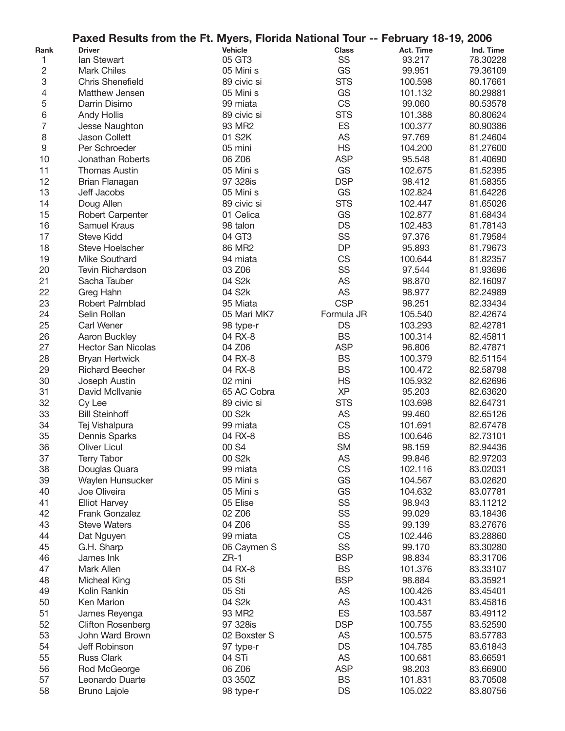# Paxed Results from the Ft. Myers, Florida National Tour -- February 18-19, 2006

| Rank | Driver | Vehicle | Class | Act. Time | Ind. Time |
|---|---|---|---|---|---|
| 1 | Ian Stewart | 05 GT3 | SS | 93.217 | 78.30228 |
| 2 | Mark Chiles | 05 Mini s | GS | 99.951 | 79.36109 |
| 3 | Chris Shenefield | 89 civic si | STS | 100.598 | 80.17661 |
| 4 | Matthew Jensen | 05 Mini s | GS | 101.132 | 80.29881 |
| 5 | Darrin Disimo | 99 miata | CS | 99.060 | 80.53578 |
| 6 | Andy Hollis | 89 civic si | STS | 101.388 | 80.80624 |
| 7 | Jesse Naughton | 93 MR2 | ES | 100.377 | 80.90386 |
| 8 | Jason Collett | 01 S2K | AS | 97.769 | 81.24604 |
| 9 | Per Schroeder | 05 mini | HS | 104.200 | 81.27600 |
| 10 | Jonathan Roberts | 06 Z06 | ASP | 95.548 | 81.40690 |
| 11 | Thomas Austin | 05 Mini s | GS | 102.675 | 81.52395 |
| 12 | Brian Flanagan | 97 328is | DSP | 98.412 | 81.58355 |
| 13 | Jeff Jacobs | 05 Mini s | GS | 102.824 | 81.64226 |
| 14 | Doug Allen | 89 civic si | STS | 102.447 | 81.65026 |
| 15 | Robert Carpenter | 01 Celica | GS | 102.877 | 81.68434 |
| 16 | Samuel Kraus | 98 talon | DS | 102.483 | 81.78143 |
| 17 | Steve Kidd | 04 GT3 | SS | 97.376 | 81.79584 |
| 18 | Steve Hoelscher | 86 MR2 | DP | 95.893 | 81.79673 |
| 19 | Mike Southard | 94 miata | CS | 100.644 | 81.82357 |
| 20 | Tevin Richardson | 03 Z06 | SS | 97.544 | 81.93696 |
| 21 | Sacha Tauber | 04 S2k | AS | 98.870 | 82.16097 |
| 22 | Greg Hahn | 04 S2k | AS | 98.977 | 82.24989 |
| 23 | Robert Palmblad | 95 Miata | CSP | 98.251 | 82.33434 |
| 24 | Selin Rollan | 05 Mari MK7 | Formula JR | 105.540 | 82.42674 |
| 25 | Carl Wener | 98 type-r | DS | 103.293 | 82.42781 |
| 26 | Aaron Buckley | 04 RX-8 | BS | 100.314 | 82.45811 |
| 27 | Hector San Nicolas | 04 Z06 | ASP | 96.806 | 82.47871 |
| 28 | Bryan Hertwick | 04 RX-8 | BS | 100.379 | 82.51154 |
| 29 | Richard Beecher | 04 RX-8 | BS | 100.472 | 82.58798 |
| 30 | Joseph Austin | 02 mini | HS | 105.932 | 82.62696 |
| 31 | David McIlvanie | 65 AC Cobra | XP | 95.203 | 82.63620 |
| 32 | Cy Lee | 89 civic si | STS | 103.698 | 82.64731 |
| 33 | Bill Steinhoff | 00 S2k | AS | 99.460 | 82.65126 |
| 34 | Tej Vishalpura | 99 miata | CS | 101.691 | 82.67478 |
| 35 | Dennis Sparks | 04 RX-8 | BS | 100.646 | 82.73101 |
| 36 | Oliver Licul | 00 S4 | SM | 98.159 | 82.94436 |
| 37 | Terry Tabor | 00 S2k | AS | 99.846 | 82.97203 |
| 38 | Douglas Quara | 99 miata | CS | 102.116 | 83.02031 |
| 39 | Waylen Hunsucker | 05 Mini s | GS | 104.567 | 83.02620 |
| 40 | Joe Oliveira | 05 Mini s | GS | 104.632 | 83.07781 |
| 41 | Elliot Harvey | 05 Elise | SS | 98.943 | 83.11212 |
| 42 | Frank Gonzalez | 02 Z06 | SS | 99.029 | 83.18436 |
| 43 | Steve Waters | 04 Z06 | SS | 99.139 | 83.27676 |
| 44 | Dat Nguyen | 99 miata | CS | 102.446 | 83.28860 |
| 45 | G.H. Sharp | 06 Caymen S | SS | 99.170 | 83.30280 |
| 46 | James Ink | ZR-1 | BSP | 98.834 | 83.31706 |
| 47 | Mark Allen | 04 RX-8 | BS | 101.376 | 83.33107 |
| 48 | Micheal King | 05 Sti | BSP | 98.884 | 83.35921 |
| 49 | Kolin Rankin | 05 Sti | AS | 100.426 | 83.45401 |
| 50 | Ken Marion | 04 S2k | AS | 100.431 | 83.45816 |
| 51 | James Reyenga | 93 MR2 | ES | 103.587 | 83.49112 |
| 52 | Clifton Rosenberg | 97 328is | DSP | 100.755 | 83.52590 |
| 53 | John Ward Brown | 02 Boxster S | AS | 100.575 | 83.57783 |
| 54 | Jeff Robinson | 97 type-r | DS | 104.785 | 83.61843 |
| 55 | Russ Clark | 04 STi | AS | 100.681 | 83.66591 |
| 56 | Rod McGeorge | 06 Z06 | ASP | 98.203 | 83.66900 |
| 57 | Leonardo Duarte | 03 350Z | BS | 101.831 | 83.70508 |
| 58 | Bruno Lajole | 98 type-r | DS | 105.022 | 83.80756 |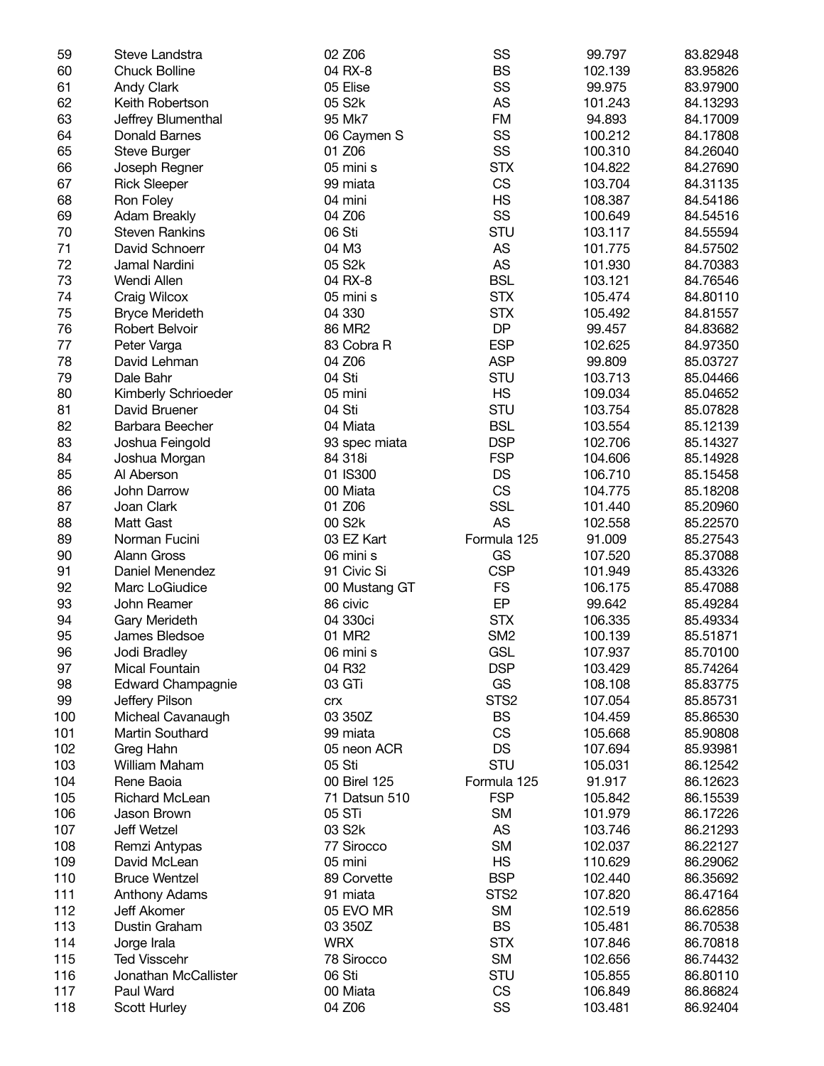| | | | | | |
|---|---|---|---|---|---|
| 59 | Steve Landstra | 02 Z06 | SS | 99.797 | 83.82948 |
| 60 | Chuck Bolline | 04 RX-8 | BS | 102.139 | 83.95826 |
| 61 | Andy Clark | 05 Elise | SS | 99.975 | 83.97900 |
| 62 | Keith Robertson | 05 S2k | AS | 101.243 | 84.13293 |
| 63 | Jeffrey Blumenthal | 95 Mk7 | FM | 94.893 | 84.17009 |
| 64 | Donald Barnes | 06 Caymen S | SS | 100.212 | 84.17808 |
| 65 | Steve Burger | 01 Z06 | SS | 100.310 | 84.26040 |
| 66 | Joseph Regner | 05 mini s | STX | 104.822 | 84.27690 |
| 67 | Rick Sleeper | 99 miata | CS | 103.704 | 84.31135 |
| 68 | Ron Foley | 04 mini | HS | 108.387 | 84.54186 |
| 69 | Adam Breakly | 04 Z06 | SS | 100.649 | 84.54516 |
| 70 | Steven Rankins | 06 Sti | STU | 103.117 | 84.55594 |
| 71 | David Schnoerr | 04 M3 | AS | 101.775 | 84.57502 |
| 72 | Jamal Nardini | 05 S2k | AS | 101.930 | 84.70383 |
| 73 | Wendi Allen | 04 RX-8 | BSL | 103.121 | 84.76546 |
| 74 | Craig Wilcox | 05 mini s | STX | 105.474 | 84.80110 |
| 75 | Bryce Merideth | 04 330 | STX | 105.492 | 84.81557 |
| 76 | Robert Belvoir | 86 MR2 | DP | 99.457 | 84.83682 |
| 77 | Peter Varga | 83 Cobra R | ESP | 102.625 | 84.97350 |
| 78 | David Lehman | 04 Z06 | ASP | 99.809 | 85.03727 |
| 79 | Dale Bahr | 04 Sti | STU | 103.713 | 85.04466 |
| 80 | Kimberly Schrioeder | 05 mini | HS | 109.034 | 85.04652 |
| 81 | David Bruener | 04 Sti | STU | 103.754 | 85.07828 |
| 82 | Barbara Beecher | 04 Miata | BSL | 103.554 | 85.12139 |
| 83 | Joshua Feingold | 93 spec miata | DSP | 102.706 | 85.14327 |
| 84 | Joshua Morgan | 84 318i | FSP | 104.606 | 85.14928 |
| 85 | Al Aberson | 01 IS300 | DS | 106.710 | 85.15458 |
| 86 | John Darrow | 00 Miata | CS | 104.775 | 85.18208 |
| 87 | Joan Clark | 01 Z06 | SSL | 101.440 | 85.20960 |
| 88 | Matt Gast | 00 S2k | AS | 102.558 | 85.22570 |
| 89 | Norman Fucini | 03 EZ Kart | Formula 125 | 91.009 | 85.27543 |
| 90 | Alann Gross | 06 mini s | GS | 107.520 | 85.37088 |
| 91 | Daniel Menendez | 91 Civic Si | CSP | 101.949 | 85.43326 |
| 92 | Marc LoGiudice | 00 Mustang GT | FS | 106.175 | 85.47088 |
| 93 | John Reamer | 86 civic | EP | 99.642 | 85.49284 |
| 94 | Gary Merideth | 04 330ci | STX | 106.335 | 85.49334 |
| 95 | James Bledsoe | 01 MR2 | SM2 | 100.139 | 85.51871 |
| 96 | Jodi Bradley | 06 mini s | GSL | 107.937 | 85.70100 |
| 97 | Mical Fountain | 04 R32 | DSP | 103.429 | 85.74264 |
| 98 | Edward Champagnie | 03 GTi | GS | 108.108 | 85.83775 |
| 99 | Jeffery Pilson | crx | STS2 | 107.054 | 85.85731 |
| 100 | Micheal Cavanaugh | 03 350Z | BS | 104.459 | 85.86530 |
| 101 | Martin Southard | 99 miata | CS | 105.668 | 85.90808 |
| 102 | Greg Hahn | 05 neon ACR | DS | 107.694 | 85.93981 |
| 103 | William Maham | 05 Sti | STU | 105.031 | 86.12542 |
| 104 | Rene Baoia | 00 Birel 125 | Formula 125 | 91.917 | 86.12623 |
| 105 | Richard McLean | 71 Datsun 510 | FSP | 105.842 | 86.15539 |
| 106 | Jason Brown | 05 STi | SM | 101.979 | 86.17226 |
| 107 | Jeff Wetzel | 03 S2k | AS | 103.746 | 86.21293 |
| 108 | Remzi Antypas | 77 Sirocco | SM | 102.037 | 86.22127 |
| 109 | David McLean | 05 mini | HS | 110.629 | 86.29062 |
| 110 | Bruce Wentzel | 89 Corvette | BSP | 102.440 | 86.35692 |
| 111 | Anthony Adams | 91 miata | STS2 | 107.820 | 86.47164 |
| 112 | Jeff Akomer | 05 EVO MR | SM | 102.519 | 86.62856 |
| 113 | Dustin Graham | 03 350Z | BS | 105.481 | 86.70538 |
| 114 | Jorge Irala | WRX | STX | 107.846 | 86.70818 |
| 115 | Ted Visscehr | 78 Sirocco | SM | 102.656 | 86.74432 |
| 116 | Jonathan McCallister | 06 Sti | STU | 105.855 | 86.80110 |
| 117 | Paul Ward | 00 Miata | CS | 106.849 | 86.86824 |
| 118 | Scott Hurley | 04 Z06 | SS | 103.481 | 86.92404 |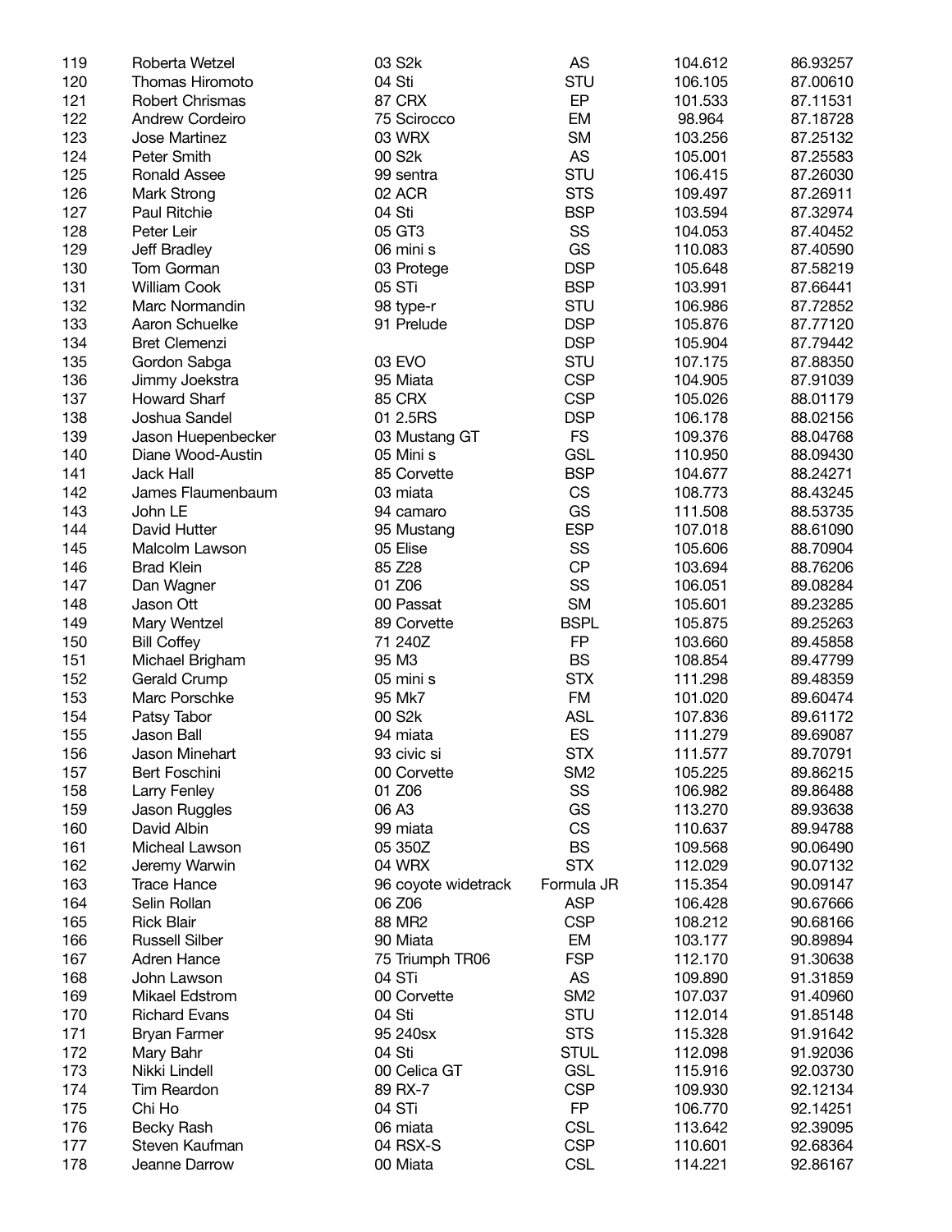| | | | | | |
|---|---|---|---|---|---|
| 119 | Roberta Wetzel | 03 S2k | AS | 104.612 | 86.93257 |
| 120 | Thomas Hiromoto | 04 Sti | STU | 106.105 | 87.00610 |
| 121 | Robert Chrismas | 87 CRX | EP | 101.533 | 87.11531 |
| 122 | Andrew Cordeiro | 75 Scirocco | EM | 98.964 | 87.18728 |
| 123 | Jose Martinez | 03 WRX | SM | 103.256 | 87.25132 |
| 124 | Peter Smith | 00 S2k | AS | 105.001 | 87.25583 |
| 125 | Ronald Assee | 99 sentra | STU | 106.415 | 87.26030 |
| 126 | Mark Strong | 02 ACR | STS | 109.497 | 87.26911 |
| 127 | Paul Ritchie | 04 Sti | BSP | 103.594 | 87.32974 |
| 128 | Peter Leir | 05 GT3 | SS | 104.053 | 87.40452 |
| 129 | Jeff Bradley | 06 mini s | GS | 110.083 | 87.40590 |
| 130 | Tom Gorman | 03 Protege | DSP | 105.648 | 87.58219 |
| 131 | William Cook | 05 STi | BSP | 103.991 | 87.66441 |
| 132 | Marc Normandin | 98 type-r | STU | 106.986 | 87.72852 |
| 133 | Aaron Schuelke | 91 Prelude | DSP | 105.876 | 87.77120 |
| 134 | Bret Clemenzi | | DSP | 105.904 | 87.79442 |
| 135 | Gordon Sabga | 03 EVO | STU | 107.175 | 87.88350 |
| 136 | Jimmy Joekstra | 95 Miata | CSP | 104.905 | 87.91039 |
| 137 | Howard Sharf | 85 CRX | CSP | 105.026 | 88.01179 |
| 138 | Joshua Sandel | 01 2.5RS | DSP | 106.178 | 88.02156 |
| 139 | Jason Huepenbecker | 03 Mustang GT | FS | 109.376 | 88.04768 |
| 140 | Diane Wood-Austin | 05 Mini s | GSL | 110.950 | 88.09430 |
| 141 | Jack Hall | 85 Corvette | BSP | 104.677 | 88.24271 |
| 142 | James Flaumenbaum | 03 miata | CS | 108.773 | 88.43245 |
| 143 | John LE | 94 camaro | GS | 111.508 | 88.53735 |
| 144 | David Hutter | 95 Mustang | ESP | 107.018 | 88.61090 |
| 145 | Malcolm Lawson | 05 Elise | SS | 105.606 | 88.70904 |
| 146 | Brad Klein | 85 Z28 | CP | 103.694 | 88.76206 |
| 147 | Dan Wagner | 01 Z06 | SS | 106.051 | 89.08284 |
| 148 | Jason Ott | 00 Passat | SM | 105.601 | 89.23285 |
| 149 | Mary Wentzel | 89 Corvette | BSPL | 105.875 | 89.25263 |
| 150 | Bill Coffey | 71 240Z | FP | 103.660 | 89.45858 |
| 151 | Michael Brigham | 95 M3 | BS | 108.854 | 89.47799 |
| 152 | Gerald Crump | 05 mini s | STX | 111.298 | 89.48359 |
| 153 | Marc Porschke | 95 Mk7 | FM | 101.020 | 89.60474 |
| 154 | Patsy Tabor | 00 S2k | ASL | 107.836 | 89.61172 |
| 155 | Jason Ball | 94 miata | ES | 111.279 | 89.69087 |
| 156 | Jason Minehart | 93 civic si | STX | 111.577 | 89.70791 |
| 157 | Bert Foschini | 00 Corvette | SM2 | 105.225 | 89.86215 |
| 158 | Larry Fenley | 01 Z06 | SS | 106.982 | 89.86488 |
| 159 | Jason Ruggles | 06 A3 | GS | 113.270 | 89.93638 |
| 160 | David Albin | 99 miata | CS | 110.637 | 89.94788 |
| 161 | Micheal Lawson | 05 350Z | BS | 109.568 | 90.06490 |
| 162 | Jeremy Warwin | 04 WRX | STX | 112.029 | 90.07132 |
| 163 | Trace Hance | 96 coyote widetrack | Formula JR | 115.354 | 90.09147 |
| 164 | Selin Rollan | 06 Z06 | ASP | 106.428 | 90.67666 |
| 165 | Rick Blair | 88 MR2 | CSP | 108.212 | 90.68166 |
| 166 | Russell Silber | 90 Miata | EM | 103.177 | 90.89894 |
| 167 | Adren Hance | 75 Triumph TR06 | FSP | 112.170 | 91.30638 |
| 168 | John Lawson | 04 STi | AS | 109.890 | 91.31859 |
| 169 | Mikael Edstrom | 00 Corvette | SM2 | 107.037 | 91.40960 |
| 170 | Richard Evans | 04 Sti | STU | 112.014 | 91.85148 |
| 171 | Bryan Farmer | 95 240sx | STS | 115.328 | 91.91642 |
| 172 | Mary Bahr | 04 Sti | STUL | 112.098 | 91.92036 |
| 173 | Nikki Lindell | 00 Celica GT | GSL | 115.916 | 92.03730 |
| 174 | Tim Reardon | 89 RX-7 | CSP | 109.930 | 92.12134 |
| 175 | Chi Ho | 04 STi | FP | 106.770 | 92.14251 |
| 176 | Becky Rash | 06 miata | CSL | 113.642 | 92.39095 |
| 177 | Steven Kaufman | 04 RSX-S | CSP | 110.601 | 92.68364 |
| 178 | Jeanne Darrow | 00 Miata | CSL | 114.221 | 92.86167 |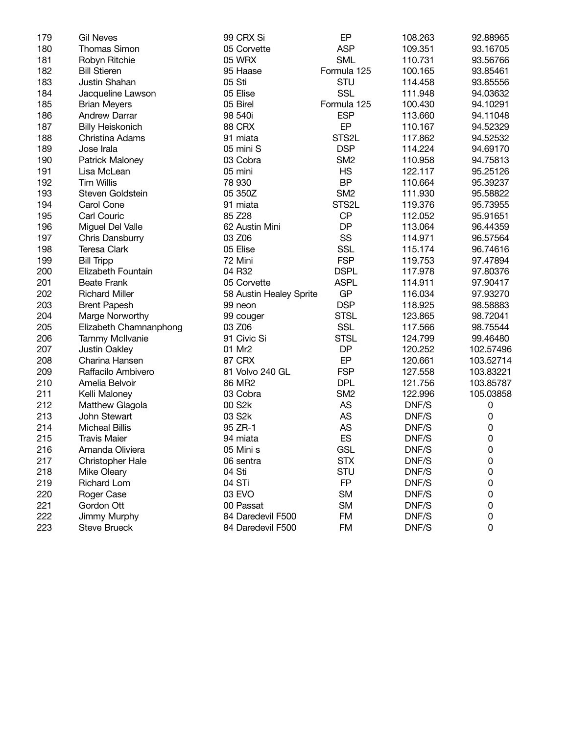| | | | | | |
|---|---|---|---|---|---|
| 179 | Gil Neves | 99 CRX Si | EP | 108.263 | 92.88965 |
| 180 | Thomas Simon | 05 Corvette | ASP | 109.351 | 93.16705 |
| 181 | Robyn Ritchie | 05 WRX | SML | 110.731 | 93.56766 |
| 182 | Bill Stieren | 95 Haase | Formula 125 | 100.165 | 93.85461 |
| 183 | Justin Shahan | 05 Sti | STU | 114.458 | 93.85556 |
| 184 | Jacqueline Lawson | 05 Elise | SSL | 111.948 | 94.03632 |
| 185 | Brian Meyers | 05 Birel | Formula 125 | 100.430 | 94.10291 |
| 186 | Andrew Darrar | 98 540i | ESP | 113.660 | 94.11048 |
| 187 | Billy Heiskonich | 88 CRX | EP | 110.167 | 94.52329 |
| 188 | Christina Adams | 91 miata | STS2L | 117.862 | 94.52532 |
| 189 | Jose Irala | 05 mini S | DSP | 114.224 | 94.69170 |
| 190 | Patrick Maloney | 03 Cobra | SM2 | 110.958 | 94.75813 |
| 191 | Lisa McLean | 05 mini | HS | 122.117 | 95.25126 |
| 192 | Tim Willis | 78 930 | BP | 110.664 | 95.39237 |
| 193 | Steven Goldstein | 05 350Z | SM2 | 111.930 | 95.58822 |
| 194 | Carol Cone | 91 miata | STS2L | 119.376 | 95.73955 |
| 195 | Carl Couric | 85 Z28 | CP | 112.052 | 95.91651 |
| 196 | Miguel Del Valle | 62 Austin Mini | DP | 113.064 | 96.44359 |
| 197 | Chris Dansburry | 03 Z06 | SS | 114.971 | 96.57564 |
| 198 | Teresa Clark | 05 Elise | SSL | 115.174 | 96.74616 |
| 199 | Bill Tripp | 72 Mini | FSP | 119.753 | 97.47894 |
| 200 | Elizabeth Fountain | 04 R32 | DSPL | 117.978 | 97.80376 |
| 201 | Beate Frank | 05 Corvette | ASPL | 114.911 | 97.90417 |
| 202 | Richard Miller | 58 Austin Healey Sprite | GP | 116.034 | 97.93270 |
| 203 | Brent Papesh | 99 neon | DSP | 118.925 | 98.58883 |
| 204 | Marge Norworthy | 99 couger | STSL | 123.865 | 98.72041 |
| 205 | Elizabeth Chamnanphong | 03 Z06 | SSL | 117.566 | 98.75544 |
| 206 | Tammy McIlvanie | 91 Civic Si | STSL | 124.799 | 99.46480 |
| 207 | Justin Oakley | 01 Mr2 | DP | 120.252 | 102.57496 |
| 208 | Charina Hansen | 87 CRX | EP | 120.661 | 103.52714 |
| 209 | Raffacilo Ambivero | 81 Volvo 240 GL | FSP | 127.558 | 103.83221 |
| 210 | Amelia Belvoir | 86 MR2 | DPL | 121.756 | 103.85787 |
| 211 | Kelli Maloney | 03 Cobra | SM2 | 122.996 | 105.03858 |
| 212 | Matthew Glagola | 00 S2k | AS | DNF/S | 0 |
| 213 | John Stewart | 03 S2k | AS | DNF/S | 0 |
| 214 | Micheal Billis | 95 ZR-1 | AS | DNF/S | 0 |
| 215 | Travis Maier | 94 miata | ES | DNF/S | 0 |
| 216 | Amanda Oliviera | 05 Mini s | GSL | DNF/S | 0 |
| 217 | Christopher Hale | 06 sentra | STX | DNF/S | 0 |
| 218 | Mike Oleary | 04 Sti | STU | DNF/S | 0 |
| 219 | Richard Lom | 04 STi | FP | DNF/S | 0 |
| 220 | Roger Case | 03 EVO | SM | DNF/S | 0 |
| 221 | Gordon Ott | 00 Passat | SM | DNF/S | 0 |
| 222 | Jimmy Murphy | 84 Daredevil F500 | FM | DNF/S | 0 |
| 223 | Steve Brueck | 84 Daredevil F500 | FM | DNF/S | 0 |